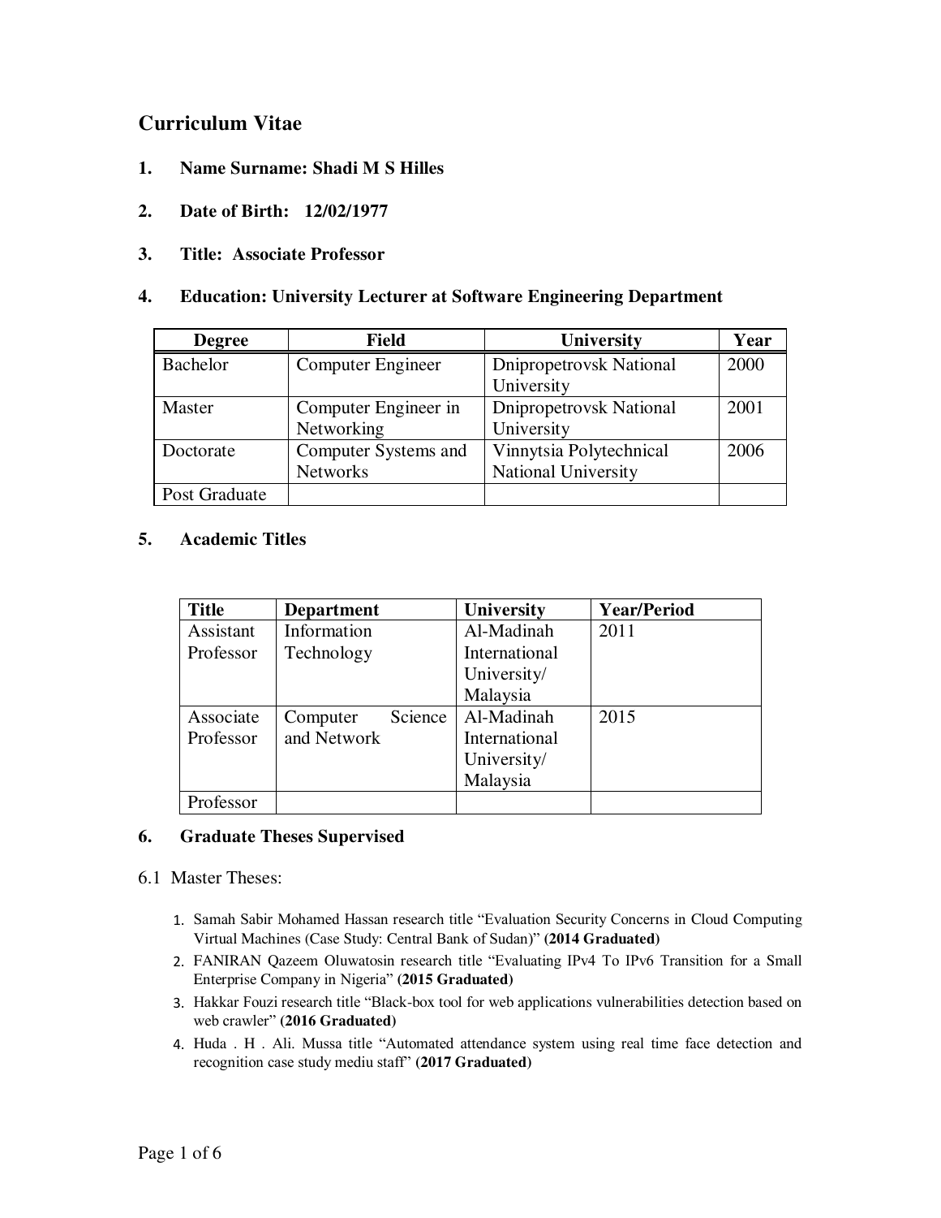# Curriculum Vitae

**1. Name Surname: Shadi M S Hilles**

**2. Date of Birth: 12/02/1977**

**3. Title: Associate Professor**

**4. Education: University Lecturer at Software Engineering Department**

| Degree | Field | University | Year |
|---|---|---|---|
| Bachelor | Computer Engineer | Dnipropetrovsk National University | 2000 |
| Master | Computer Engineer in Networking | Dnipropetrovsk National University | 2001 |
| Doctorate | Computer Systems and Networks | Vinnytsia Polytechnical National University | 2006 |
| Post Graduate | | | |

**5. Academic Titles**

| Title | Department | University | Year/Period |
|---|---|---|---|
| Assistant Professor | Information Technology | Al-Madinah International University/ Malaysia | 2011 |
| Associate Professor | Computer Science and Network | Al-Madinah International University/ Malaysia | 2015 |
| Professor | | | |

**6. Graduate Theses Supervised**

6.1 Master Theses:

1. Samah Sabir Mohamed Hassan research title "Evaluation Security Concerns in Cloud Computing Virtual Machines (Case Study: Central Bank of Sudan)" **(2014 Graduated)**
2. FANIRAN Qazeem Oluwatosin research title "Evaluating IPv4 To IPv6 Transition for a Small Enterprise Company in Nigeria" **(2015 Graduated)**
3. Hakkar Fouzi research title "Black-box tool for web applications vulnerabilities detection based on web crawler" **(2016 Graduated)**
4. Huda . H . Ali. Mussa title "Automated attendance system using real time face detection and recognition case study mediu staff" **(2017 Graduated)**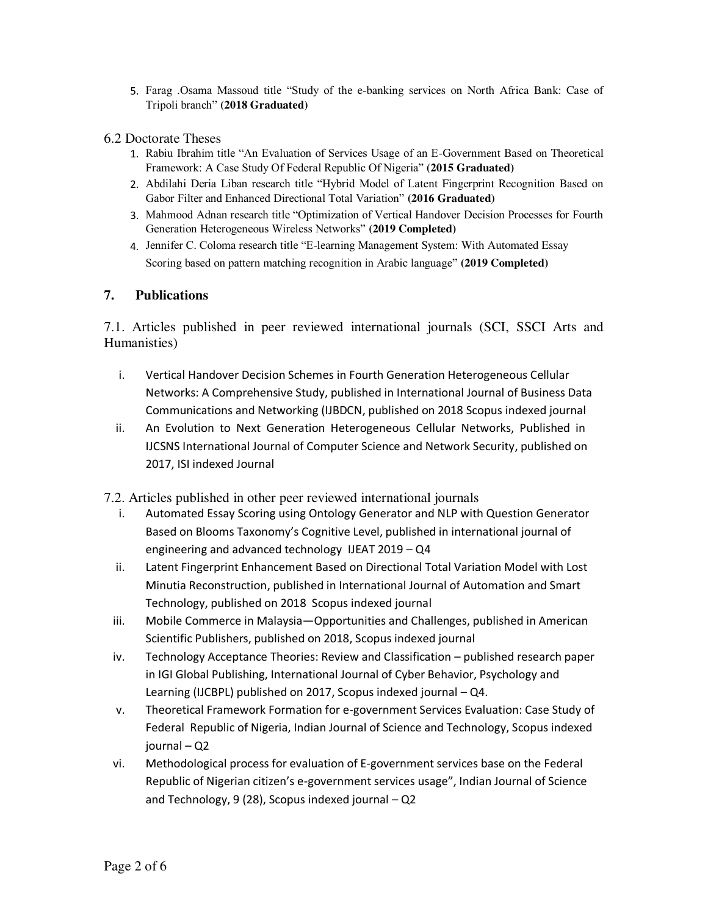5. Farag .Osama Massoud title "Study of the e-banking services on North Africa Bank: Case of Tripoli branch" **(2018 Graduated)**

## 6.2 Doctorate Theses

1. Rabiu Ibrahim title "An Evaluation of Services Usage of an E-Government Based on Theoretical Framework: A Case Study Of Federal Republic Of Nigeria" **(2015 Graduated)**
2. Abdilahi Deria Liban research title "Hybrid Model of Latent Fingerprint Recognition Based on Gabor Filter and Enhanced Directional Total Variation" **(2016 Graduated)**
3. Mahmood Adnan research title "Optimization of Vertical Handover Decision Processes for Fourth Generation Heterogeneous Wireless Networks" **(2019 Completed)**
4. Jennifer C. Coloma research title "E-learning Management System: With Automated Essay Scoring based on pattern matching recognition in Arabic language" **(2019 Completed)**

## 7. Publications

### 7.1. Articles published in peer reviewed international journals (SCI, SSCI Arts and Humanisties)

i. Vertical Handover Decision Schemes in Fourth Generation Heterogeneous Cellular Networks: A Comprehensive Study, published in International Journal of Business Data Communications and Networking (IJBDCN, published on 2018 Scopus indexed journal

ii. An Evolution to Next Generation Heterogeneous Cellular Networks, Published in IJCSNS International Journal of Computer Science and Network Security, published on 2017, ISI indexed Journal

### 7.2. Articles published in other peer reviewed international journals

i. Automated Essay Scoring using Ontology Generator and NLP with Question Generator Based on Blooms Taxonomy's Cognitive Level, published in international journal of engineering and advanced technology IJEAT 2019 – Q4

ii. Latent Fingerprint Enhancement Based on Directional Total Variation Model with Lost Minutia Reconstruction, published in International Journal of Automation and Smart Technology, published on 2018 Scopus indexed journal

iii. Mobile Commerce in Malaysia—Opportunities and Challenges, published in American Scientific Publishers, published on 2018, Scopus indexed journal

iv. Technology Acceptance Theories: Review and Classification – published research paper in IGI Global Publishing, International Journal of Cyber Behavior, Psychology and Learning (IJCBPL) published on 2017, Scopus indexed journal – Q4.

v. Theoretical Framework Formation for e-government Services Evaluation: Case Study of Federal Republic of Nigeria, Indian Journal of Science and Technology, Scopus indexed journal – Q2

vi. Methodological process for evaluation of E-government services base on the Federal Republic of Nigerian citizen's e-government services usage", Indian Journal of Science and Technology, 9 (28), Scopus indexed journal – Q2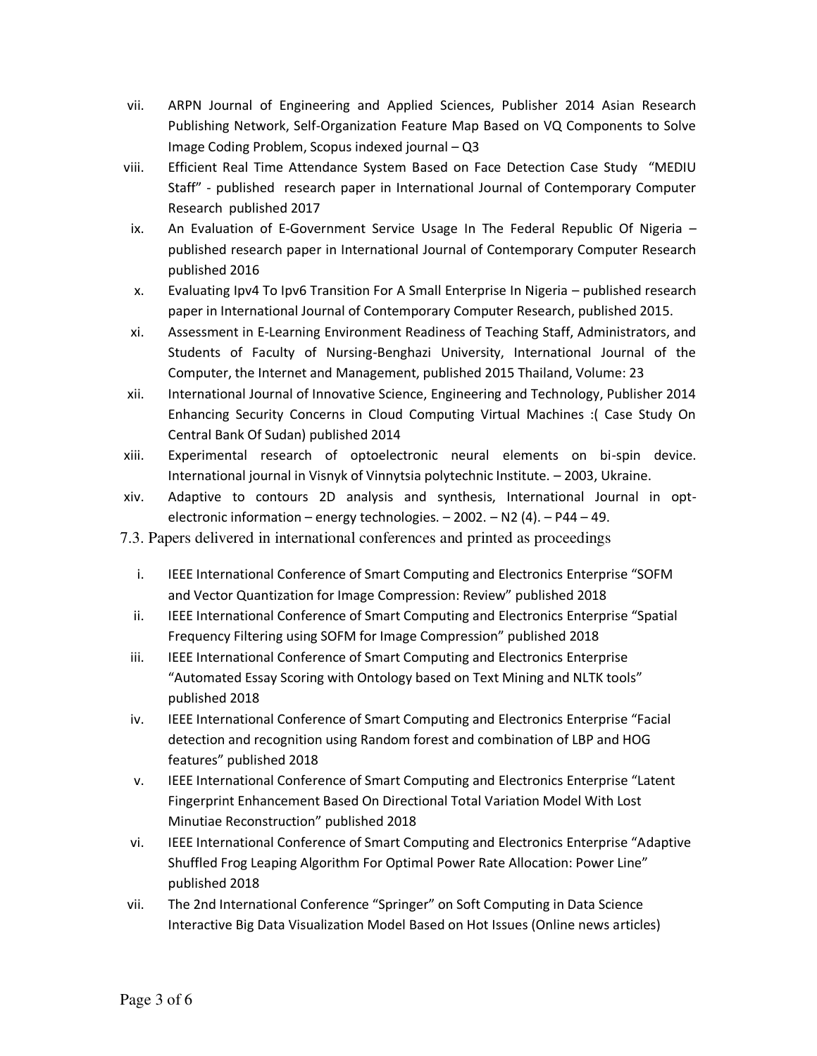vii. ARPN Journal of Engineering and Applied Sciences, Publisher 2014 Asian Research Publishing Network, Self-Organization Feature Map Based on VQ Components to Solve Image Coding Problem, Scopus indexed journal – Q3

viii. Efficient Real Time Attendance System Based on Face Detection Case Study "MEDIU Staff" - published research paper in International Journal of Contemporary Computer Research published 2017

ix. An Evaluation of E-Government Service Usage In The Federal Republic Of Nigeria – published research paper in International Journal of Contemporary Computer Research published 2016

x. Evaluating Ipv4 To Ipv6 Transition For A Small Enterprise In Nigeria – published research paper in International Journal of Contemporary Computer Research, published 2015.

xi. Assessment in E-Learning Environment Readiness of Teaching Staff, Administrators, and Students of Faculty of Nursing-Benghazi University, International Journal of the Computer, the Internet and Management, published 2015 Thailand, Volume: 23

xii. International Journal of Innovative Science, Engineering and Technology, Publisher 2014 Enhancing Security Concerns in Cloud Computing Virtual Machines :( Case Study On Central Bank Of Sudan) published 2014

xiii. Experimental research of optoelectronic neural elements on bi-spin device. International journal in Visnyk of Vinnytsia polytechnic Institute. – 2003, Ukraine.

xiv. Adaptive to contours 2D analysis and synthesis, International Journal in opt-electronic information – energy technologies. – 2002. – N2 (4). – P44 – 49.

7.3. Papers delivered in international conferences and printed as proceedings

i. IEEE International Conference of Smart Computing and Electronics Enterprise "SOFM and Vector Quantization for Image Compression: Review" published 2018

ii. IEEE International Conference of Smart Computing and Electronics Enterprise "Spatial Frequency Filtering using SOFM for Image Compression" published 2018

iii. IEEE International Conference of Smart Computing and Electronics Enterprise "Automated Essay Scoring with Ontology based on Text Mining and NLTK tools" published 2018

iv. IEEE International Conference of Smart Computing and Electronics Enterprise "Facial detection and recognition using Random forest and combination of LBP and HOG features" published 2018

v. IEEE International Conference of Smart Computing and Electronics Enterprise "Latent Fingerprint Enhancement Based On Directional Total Variation Model With Lost Minutiae Reconstruction" published 2018

vi. IEEE International Conference of Smart Computing and Electronics Enterprise "Adaptive Shuffled Frog Leaping Algorithm For Optimal Power Rate Allocation: Power Line" published 2018

vii. The 2nd International Conference "Springer" on Soft Computing in Data Science Interactive Big Data Visualization Model Based on Hot Issues (Online news articles)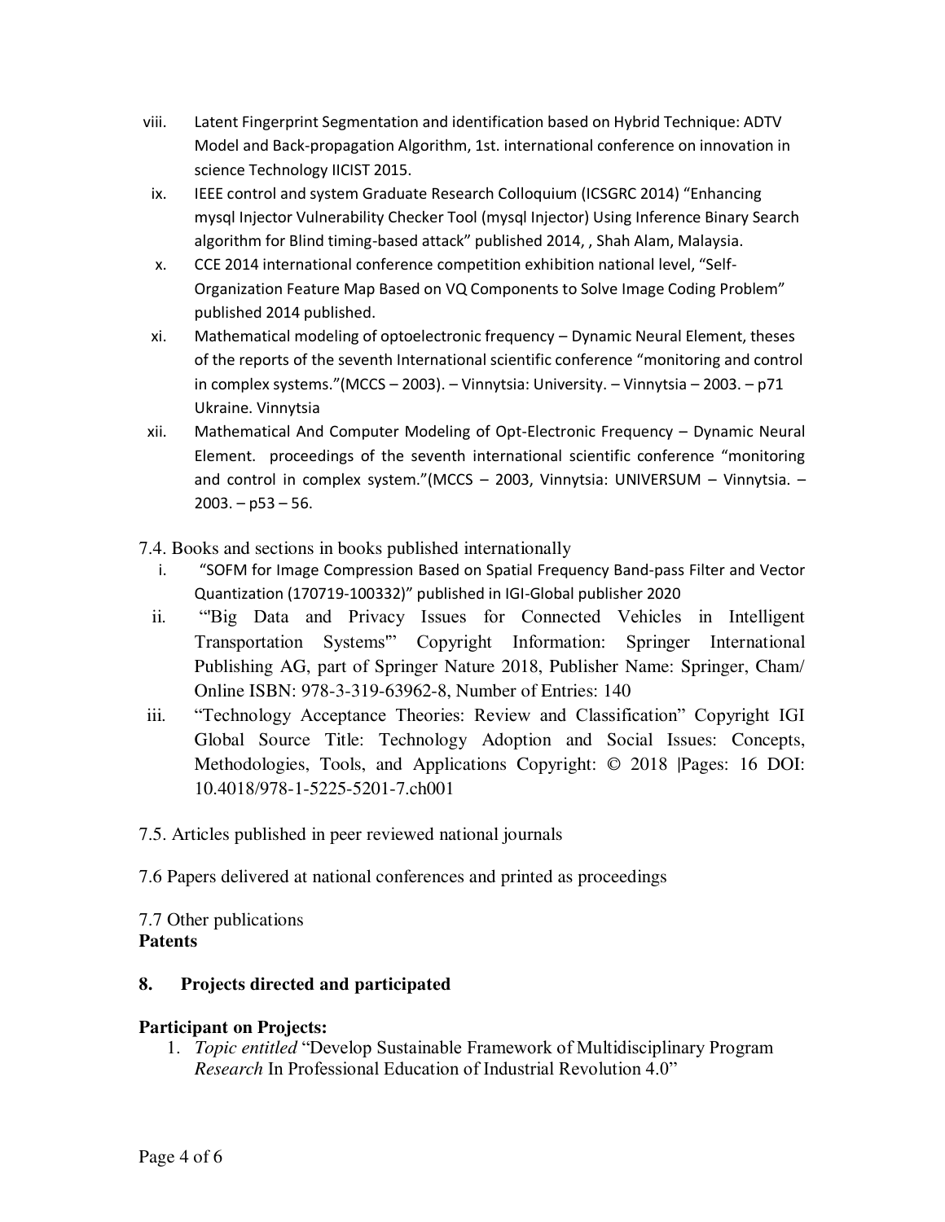viii. Latent Fingerprint Segmentation and identification based on Hybrid Technique: ADTV Model and Back-propagation Algorithm, 1st. international conference on innovation in science Technology IICIST 2015.

ix. IEEE control and system Graduate Research Colloquium (ICSGRC 2014) "Enhancing mysql Injector Vulnerability Checker Tool (mysql Injector) Using Inference Binary Search algorithm for Blind timing-based attack" published 2014, , Shah Alam, Malaysia.

x. CCE 2014 international conference competition exhibition national level, "Self-Organization Feature Map Based on VQ Components to Solve Image Coding Problem" published 2014 published.

xi. Mathematical modeling of optoelectronic frequency – Dynamic Neural Element, theses of the reports of the seventh International scientific conference "monitoring and control in complex systems."(MCCS – 2003). – Vinnytsia: University. – Vinnytsia – 2003. – p71 Ukraine. Vinnytsia

xii. Mathematical And Computer Modeling of Opt-Electronic Frequency – Dynamic Neural Element. proceedings of the seventh international scientific conference "monitoring and control in complex system."(MCCS – 2003, Vinnytsia: UNIVERSUM – Vinnytsia. – 2003. – p53 – 56.

7.4. Books and sections in books published internationally

i. "SOFM for Image Compression Based on Spatial Frequency Band-pass Filter and Vector Quantization (170719-100332)" published in IGI-Global publisher 2020

ii. "'Big Data and Privacy Issues for Connected Vehicles in Intelligent Transportation Systems'" Copyright Information: Springer International Publishing AG, part of Springer Nature 2018, Publisher Name: Springer, Cham/ Online ISBN: 978-3-319-63962-8, Number of Entries: 140

iii. "Technology Acceptance Theories: Review and Classification" Copyright IGI Global Source Title: Technology Adoption and Social Issues: Concepts, Methodologies, Tools, and Applications Copyright: © 2018 |Pages: 16 DOI: 10.4018/978-1-5225-5201-7.ch001

7.5. Articles published in peer reviewed national journals

7.6 Papers delivered at national conferences and printed as proceedings

7.7 Other publications

**Patents**

## 8. Projects directed and participated

**Participant on Projects:**

1. *Topic entitled* "Develop Sustainable Framework of Multidisciplinary Program *Research* In Professional Education of Industrial Revolution 4.0"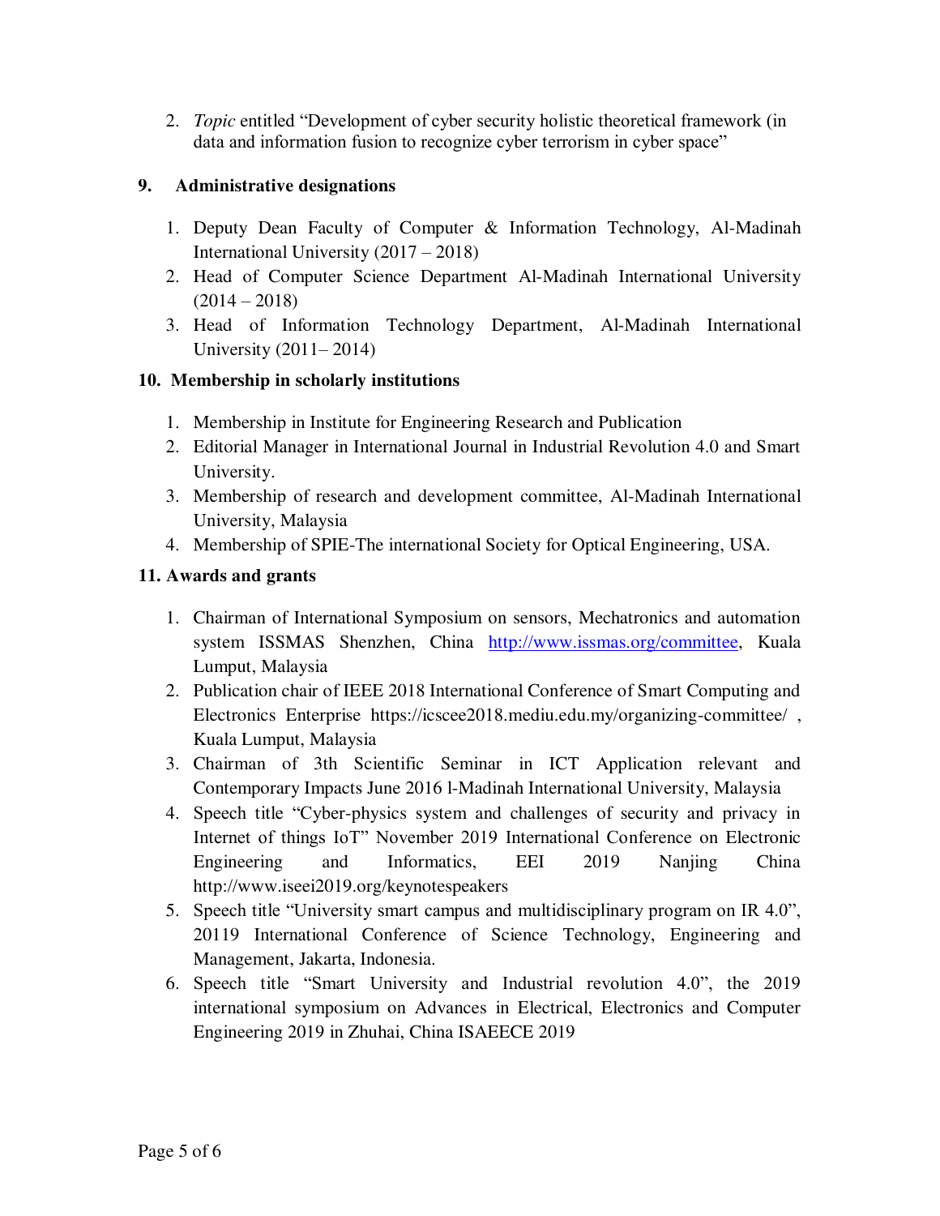2. *Topic* entitled "Development of cyber security holistic theoretical framework (in data and information fusion to recognize cyber terrorism in cyber space"

## 9. Administrative designations

1. Deputy Dean Faculty of Computer & Information Technology, Al-Madinah International University (2017 – 2018)
2. Head of Computer Science Department Al-Madinah International University (2014 – 2018)
3. Head of Information Technology Department, Al-Madinah International University (2011– 2014)

## 10. Membership in scholarly institutions

1. Membership in Institute for Engineering Research and Publication
2. Editorial Manager in International Journal in Industrial Revolution 4.0 and Smart University.
3. Membership of research and development committee, Al-Madinah International University, Malaysia
4. Membership of SPIE-The international Society for Optical Engineering, USA.

## 11. Awards and grants

1. Chairman of International Symposium on sensors, Mechatronics and automation system ISSMAS Shenzhen, China http://www.issmas.org/committee, Kuala Lumput, Malaysia
2. Publication chair of IEEE 2018 International Conference of Smart Computing and Electronics Enterprise https://icscee2018.mediu.edu.my/organizing-committee/ , Kuala Lumput, Malaysia
3. Chairman of 3th Scientific Seminar in ICT Application relevant and Contemporary Impacts June 2016 l-Madinah International University, Malaysia
4. Speech title "Cyber-physics system and challenges of security and privacy in Internet of things IoT" November 2019 International Conference on Electronic Engineering and Informatics, EEI 2019 Nanjing China http://www.iseei2019.org/keynotespeakers
5. Speech title "University smart campus and multidisciplinary program on IR 4.0", 20119 International Conference of Science Technology, Engineering and Management, Jakarta, Indonesia.
6. Speech title "Smart University and Industrial revolution 4.0", the 2019 international symposium on Advances in Electrical, Electronics and Computer Engineering 2019 in Zhuhai, China ISAEECE 2019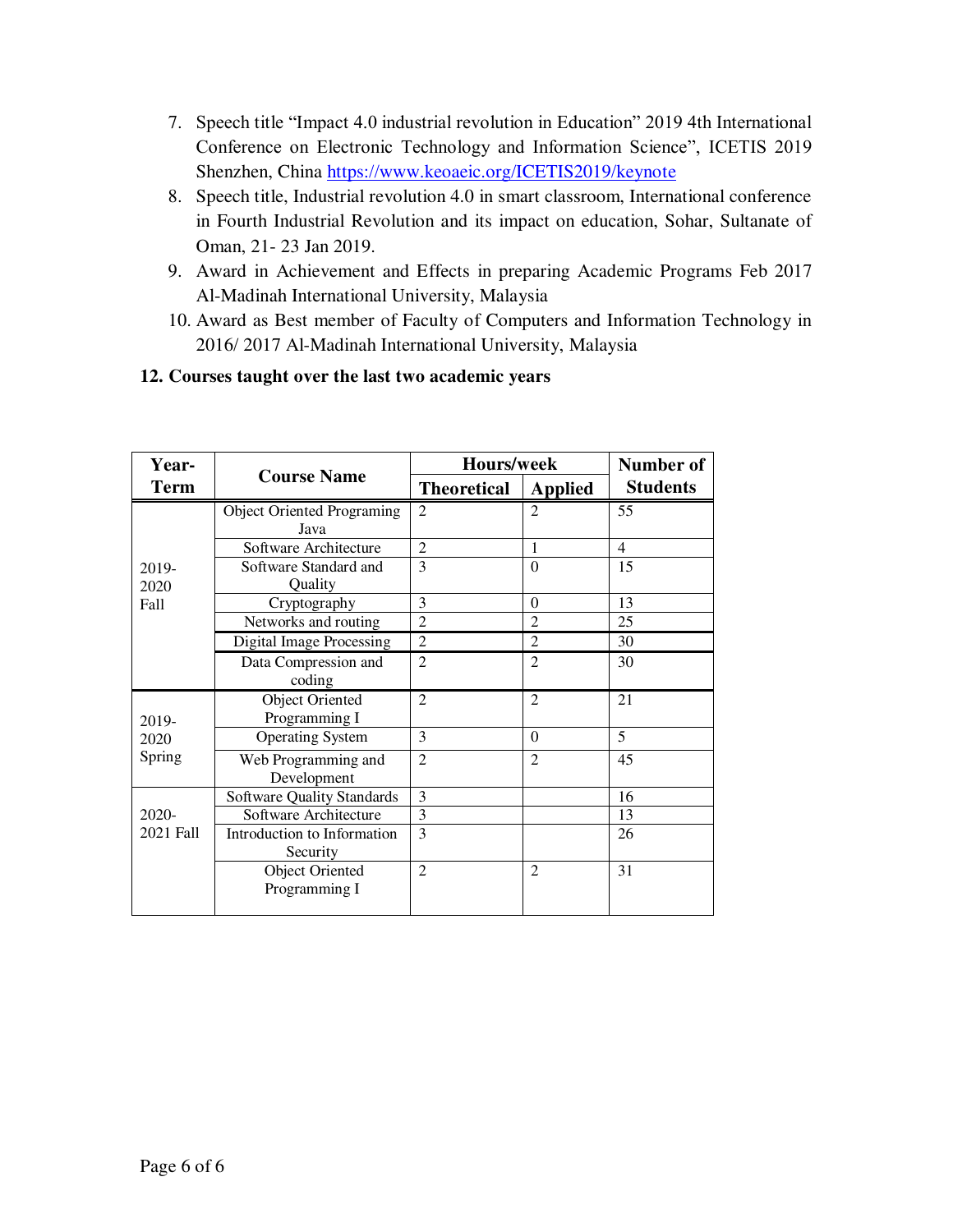7. Speech title "Impact 4.0 industrial revolution in Education" 2019 4th International Conference on Electronic Technology and Information Science", ICETIS 2019 Shenzhen, China [https://www.keoaeic.org/ICETIS2019/keynote](https://www.keoaeic.org/ICETIS2019/keynote)
8. Speech title, Industrial revolution 4.0 in smart classroom, International conference in Fourth Industrial Revolution and its impact on education, Sohar, Sultanate of Oman, 21- 23 Jan 2019.
9. Award in Achievement and Effects in preparing Academic Programs Feb 2017 Al-Madinah International University, Malaysia
10. Award as Best member of Faculty of Computers and Information Technology in 2016/ 2017 Al-Madinah International University, Malaysia

### 12. Courses taught over the last two academic years

| Year-Term | Course Name | Hours/week | | Number of Students |
|---|---|---|---|---|
| | | Theoretical | Applied | |
| 2019-2020 Fall | Object Oriented Programing Java | 2 | 2 | 55 |
| | Software Architecture | 2 | 1 | 4 |
| | Software Standard and Quality | 3 | 0 | 15 |
| | Cryptography | 3 | 0 | 13 |
| | Networks and routing | 2 | 2 | 25 |
| | Digital Image Processing | 2 | 2 | 30 |
| | Data Compression and coding | 2 | 2 | 30 |
| 2019-2020 Spring | Object Oriented Programming I | 2 | 2 | 21 |
| | Operating System | 3 | 0 | 5 |
| | Web Programming and Development | 2 | 2 | 45 |
| 2020-2021 Fall | Software Quality Standards | 3 | | 16 |
| | Software Architecture | 3 | | 13 |
| | Introduction to Information Security | 3 | | 26 |
| | Object Oriented Programming I | 2 | 2 | 31 |